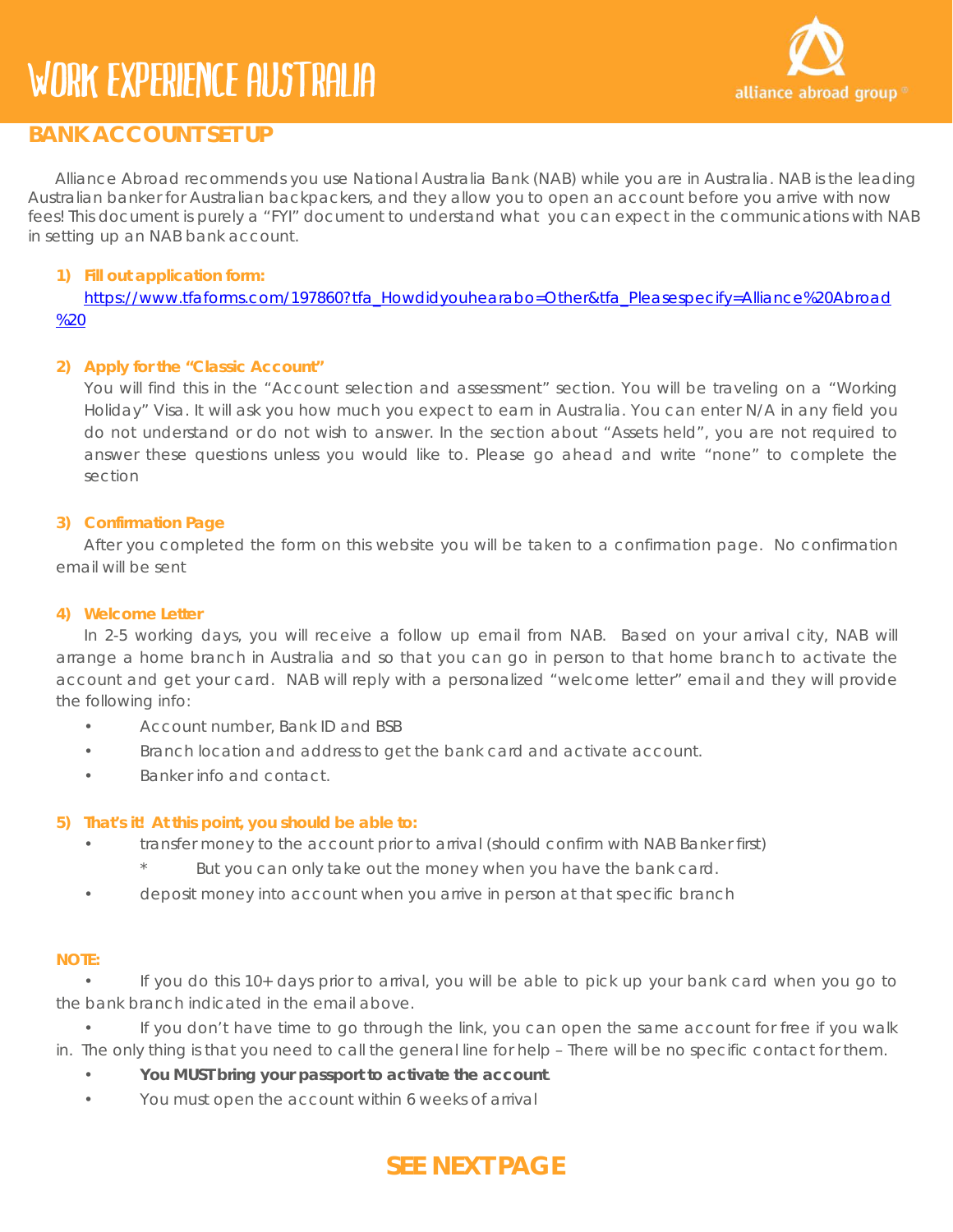# WORK EXPERIENCE AUSTRALIA

alliance abroad group®

## BANK ACCOUNT SET UP

Alliance Abroad recommends you use National Australia Bank (NAB) while you are in Australia. NAB is the leading Australian banker for Australian backpackers, and they allow you to open an account before you arrive with now fees! This document is purely a "FYI" document to understand what you can expect in the communications with NAB in setting up an NAB bank account.

1) **Fill out application form:**
   [https://www.tfaforms.com/197860?tfa_Howdidyouhearabo=Other&tfa_Pleasespecify=Alliance%20Abroad%20](https://www.tfaforms.com/197860?tfa_Howdidyouhearabo=Other&tfa_Pleasespecify=Alliance%20Abroad%20)

2) **Apply for the "Classic Account"**
   You will find this in the "Account selection and assessment" section. You will be traveling on a "Working Holiday" Visa. It will ask you how much you expect to earn in Australia. You can enter N/A in any field you do not understand or do not wish to answer. In the section about "Assets held", you are not required to answer these questions unless you would like to. Please go ahead and write "none" to complete the section

3) **Confirmation Page**
   After you completed the form on this website you will be taken to a confirmation page. No confirmation email will be sent

4) **Welcome Letter**
   In 2-5 working days, you will receive a follow up email from NAB. Based on your arrival city, NAB will arrange a home branch in Australia and so that you can go in person to that home branch to activate the account and get your card. NAB will reply with a personalized "welcome letter" email and they will provide the following info:
   - Account number, Bank ID and BSB
   - Branch location and address to get the bank card and activate account.
   - Banker info and contact.

5) **That's it! At this point, you should be able to:**
   - transfer money to the account prior to arrival (should confirm with NAB Banker first)
     - * But you can only take out the money when you have the bank card.
   - deposit money into account when you arrive in person at that specific branch

**NOTE:**

- If you do this 10+ days prior to arrival, you will be able to pick up your bank card when you go to the bank branch indicated in the email above.
- If you don't have time to go through the link, you can open the same account for free if you walk in. The only thing is that you need to call the general line for help – There will be no specific contact for them.
- **You MUST bring your passport to activate the account.**
- You must open the account within 6 weeks of arrival

**SEE NEXT PAGE**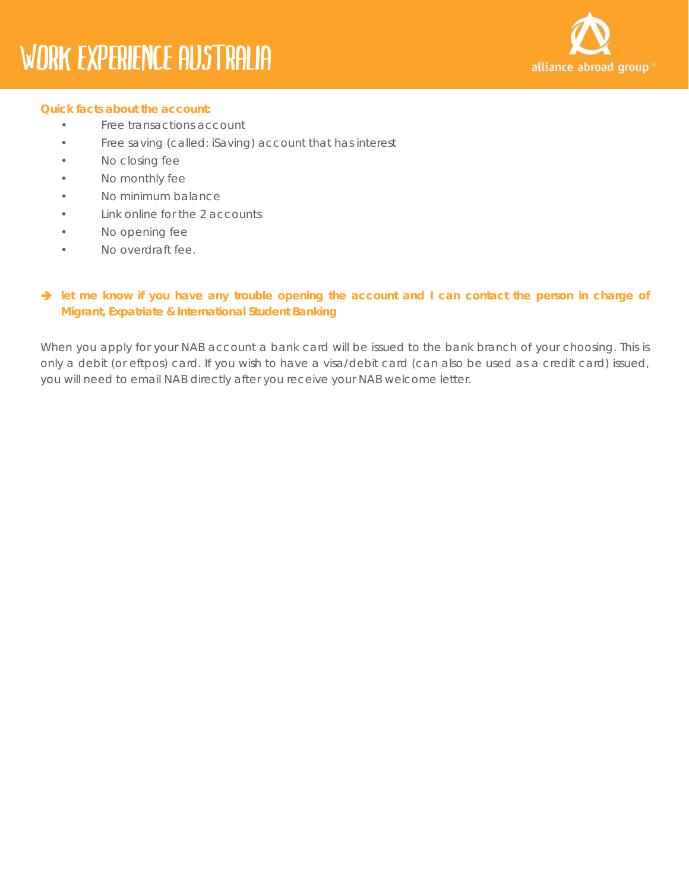**Quick facts about the account:**

- Free transactions account
- Free saving (called: iSaving) account that has interest
- No closing fee
- No monthly fee
- No minimum balance
- Link online for the 2 accounts
- No opening fee
- No overdraft fee.

➔ **let me know if you have any trouble opening the account and I can contact the person in charge of Migrant, Expatriate & International Student Banking**

When you apply for your NAB account a bank card will be issued to the bank branch of your choosing. This is only a debit (or eftpos) card. If you wish to have a visa/debit card (can also be used as a credit card) issued, you will need to email NAB directly after you receive your NAB welcome letter.